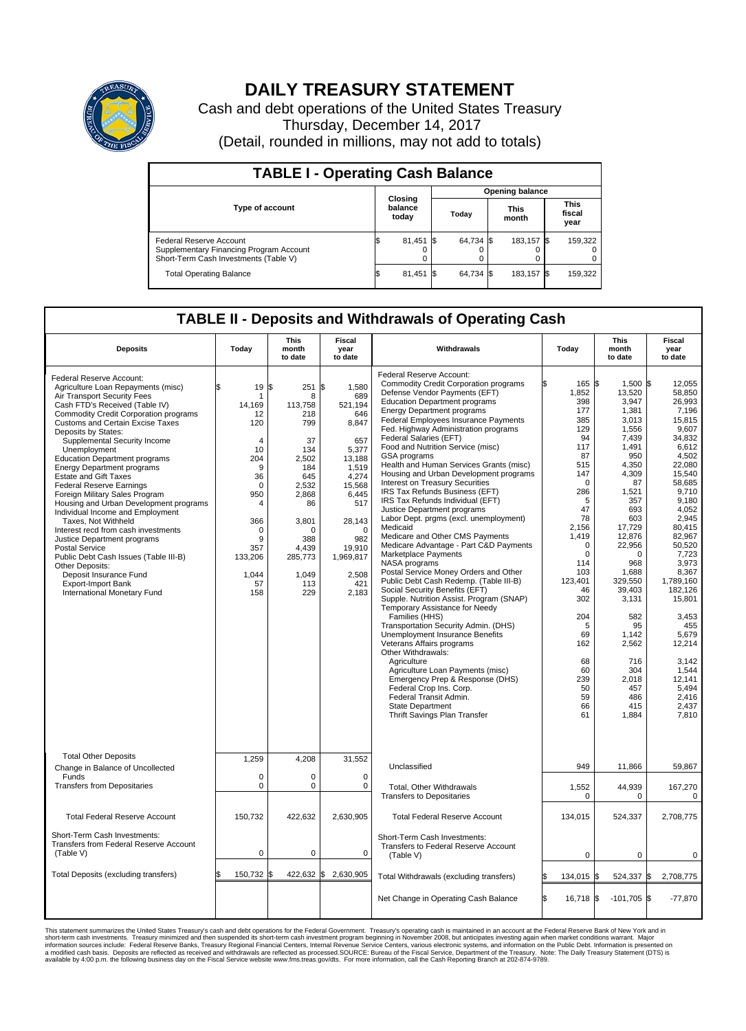# DAILY TREASURY STATEMENT

Cash and debt operations of the United States Treasury
Thursday, December 14, 2017
(Detail, rounded in millions, may not add to totals)

## TABLE I - Operating Cash Balance

| Type of account | Closing balance today | Opening balance Today | Opening balance This month | Opening balance This fiscal year |
|---|---|---|---|---|
| Federal Reserve Account | $ 81,451 | $ 64,734 | $ 183,157 | $ 159,322 |
| Supplementary Financing Program Account | 0 | 0 | 0 | 0 |
| Short-Term Cash Investments (Table V) | 0 | 0 | 0 | 0 |
| Total Operating Balance | $ 81,451 | $ 64,734 | $ 183,157 | $ 159,322 |

## TABLE II - Deposits and Withdrawals of Operating Cash

| Deposits | Today | This month to date | Fiscal year to date |
|---|---|---|---|
| Federal Reserve Account: | | | |
| Agriculture Loan Repayments (misc) | $ 19 | $ 251 | $ 1,580 |
| Air Transport Security Fees | 1 | 8 | 689 |
| Cash FTD's Received (Table IV) | 14,169 | 113,758 | 521,194 |
| Commodity Credit Corporation programs | 12 | 218 | 646 |
| Customs and Certain Excise Taxes | 120 | 799 | 8,847 |
| Deposits by States: | | | |
| Supplemental Security Income | 4 | 37 | 657 |
| Unemployment | 10 | 134 | 5,377 |
| Education Department programs | 204 | 2,502 | 13,188 |
| Energy Department programs | 9 | 184 | 1,519 |
| Estate and Gift Taxes | 36 | 645 | 4,274 |
| Federal Reserve Earnings | 0 | 2,532 | 15,568 |
| Foreign Military Sales Program | 950 | 2,868 | 6,445 |
| Housing and Urban Development programs | 4 | 86 | 517 |
| Individual Income and Employment Taxes, Not Withheld | 366 | 3,801 | 28,143 |
| Interest recd from cash investments | 0 | 0 | 0 |
| Justice Department programs | 9 | 388 | 982 |
| Postal Service | 357 | 4,439 | 19,910 |
| Public Debt Cash Issues (Table III-B) | 133,206 | 285,773 | 1,969,817 |
| Other Deposits: | | | |
| Deposit Insurance Fund | 1,044 | 1,049 | 2,508 |
| Export-Import Bank | 57 | 113 | 421 |
| International Monetary Fund | 158 | 229 | 2,183 |
| Total Other Deposits | 1,259 | 4,208 | 31,552 |
| Change in Balance of Uncollected Funds | 0 | 0 | 0 |
| Transfers from Depositaries | 0 | 0 | 0 |
| Total Federal Reserve Account | 150,732 | 422,632 | 2,630,905 |
| Short-Term Cash Investments: Transfers from Federal Reserve Account (Table V) | 0 | 0 | 0 |
| Total Deposits (excluding transfers) | $ 150,732 | $ 422,632 | $ 2,630,905 |

| Withdrawals | Today | This month to date | Fiscal year to date |
|---|---|---|---|
| Federal Reserve Account: | | | |
| Commodity Credit Corporation programs | $ 165 | $ 1,500 | $ 12,055 |
| Defense Vendor Payments (EFT) | 1,852 | 13,520 | 58,850 |
| Education Department programs | 398 | 3,947 | 26,993 |
| Energy Department programs | 177 | 1,381 | 7,196 |
| Federal Employees Insurance Payments | 385 | 3,013 | 15,815 |
| Fed. Highway Administration programs | 129 | 1,556 | 9,607 |
| Federal Salaries (EFT) | 94 | 7,439 | 34,832 |
| Food and Nutrition Service (misc) | 117 | 1,491 | 6,612 |
| GSA programs | 87 | 950 | 4,502 |
| Health and Human Services Grants (misc) | 515 | 4,350 | 22,080 |
| Housing and Urban Development programs | 147 | 4,309 | 15,540 |
| Interest on Treasury Securities | 0 | 87 | 58,685 |
| IRS Tax Refunds Business (EFT) | 286 | 1,521 | 9,710 |
| IRS Tax Refunds Individual (EFT) | 5 | 357 | 9,180 |
| Justice Department programs | 47 | 693 | 4,052 |
| Labor Dept. prgms (excl. unemployment) | 78 | 603 | 2,945 |
| Medicaid | 2,156 | 17,729 | 80,415 |
| Medicare and Other CMS Payments | 1,419 | 12,876 | 82,967 |
| Medicare Advantage - Part C&D Payments | 0 | 22,956 | 50,520 |
| Marketplace Payments | 0 | 0 | 7,723 |
| NASA programs | 114 | 968 | 3,973 |
| Postal Service Money Orders and Other | 103 | 1,688 | 8,367 |
| Public Debt Cash Redemp. (Table III-B) | 123,401 | 329,550 | 1,789,160 |
| Social Security Benefits (EFT) | 46 | 39,403 | 182,126 |
| Supple. Nutrition Assist. Program (SNAP) | 302 | 3,131 | 15,801 |
| Temporary Assistance for Needy Families (HHS) | 204 | 582 | 3,453 |
| Transportation Security Admin. (DHS) | 5 | 95 | 455 |
| Unemployment Insurance Benefits | 69 | 1,142 | 5,679 |
| Veterans Affairs programs | 162 | 2,562 | 12,214 |
| Other Withdrawals: | | | |
| Agriculture | 68 | 716 | 3,142 |
| Agriculture Loan Payments (misc) | 60 | 304 | 1,544 |
| Emergency Prep & Response (DHS) | 239 | 2,018 | 12,141 |
| Federal Crop Ins. Corp. | 50 | 457 | 5,494 |
| Federal Transit Admin. | 59 | 486 | 2,416 |
| State Department | 66 | 415 | 2,437 |
| Thrift Savings Plan Transfer | 61 | 1,884 | 7,810 |
| Unclassified | 949 | 11,866 | 59,867 |
| Total, Other Withdrawals | 1,552 | 44,939 | 167,270 |
| Transfers to Depositaries | 0 | 0 | 0 |
| Total Federal Reserve Account | 134,015 | 524,337 | 2,708,775 |
| Short-Term Cash Investments: Transfers to Federal Reserve Account (Table V) | 0 | 0 | 0 |
| Total Withdrawals (excluding transfers) | $ 134,015 | $ 524,337 | $ 2,708,775 |
| Net Change in Operating Cash Balance | $ 16,718 | $ -101,705 | $ -77,870 |

This statement summarizes the United States Treasury's cash and debt operations for the Federal Government. Treasury's operating cash is maintained in an account at the Federal Reserve Bank of New York and in short-term cash investments. Treasury minimized and then suspended its short-term cash investment program beginning in November 2008, but anticipates investing again when market conditions warrant. Major information sources include: Federal Reserve Banks, Treasury Regional Financial Centers, Internal Revenue Service Centers, various electronic systems, and information on the Public Debt. Information is presented on a modified cash basis. Deposits are reflected as received and withdrawals are reflected as processed.SOURCE: Bureau of the Fiscal Service, Department of the Treasury. Note: The Daily Treasury Statement (DTS) is available by 4:00 p.m. the following business day on the Fiscal Service website www.fms.treas.gov/dts. For more information, call the Cash Reporting Branch at 202-874-9789.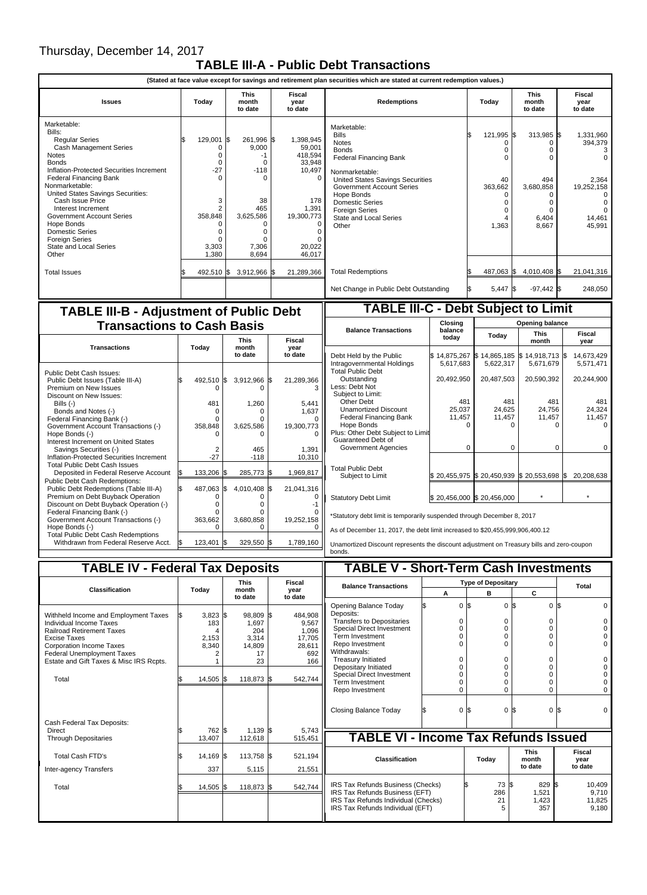Thursday, December 14, 2017

# TABLE III-A - Public Debt Transactions

(Stated at face value except for savings and retirement plan securities which are stated at current redemption values.)

| Issues | Today | This month to date | Fiscal year to date |
|---|---|---|---|
| Marketable: | | | |
| Bills: | | | |
| Regular Series | $ 129,001 | $ 261,996 | $ 1,398,945 |
| Cash Management Series | 0 | 9,000 | 59,001 |
| Notes | 0 | -1 | 418,594 |
| Bonds | 0 | 0 | 33,948 |
| Inflation-Protected Securities Increment | -27 | -118 | 10,497 |
| Federal Financing Bank | 0 | 0 | 0 |
| Nonmarketable: | | | |
| United States Savings Securities: | | | |
| Cash Issue Price | 3 | 38 | 178 |
| Interest Increment | 2 | 465 | 1,391 |
| Government Account Series | 358,848 | 3,625,586 | 19,300,773 |
| Hope Bonds | 0 | 0 | 0 |
| Domestic Series | 0 | 0 | 0 |
| Foreign Series | 0 | 0 | 0 |
| State and Local Series | 3,303 | 7,306 | 20,022 |
| Other | 1,380 | 8,694 | 46,017 |
| Total Issues | $ 492,510 | $ 3,912,966 | $ 21,289,366 |

| Redemptions | Today | This month to date | Fiscal year to date |
|---|---|---|---|
| Marketable: | | | |
| Bills | $ 121,995 | $ 313,985 | $ 1,331,960 |
| Notes | 0 | 0 | 394,379 |
| Bonds | 0 | 0 | 3 |
| Federal Financing Bank | 0 | 0 | 0 |
| Nonmarketable: | | | |
| United States Savings Securities | 40 | 494 | 2,364 |
| Government Account Series | 363,662 | 3,680,858 | 19,252,158 |
| Hope Bonds | 0 | 0 | 0 |
| Domestic Series | 0 | 0 | 0 |
| Foreign Series | 0 | 0 | 0 |
| State and Local Series | 4 | 6,404 | 14,461 |
| Other | 1,363 | 8,667 | 45,991 |
| Total Redemptions | $ 487,063 | $ 4,010,408 | $ 21,041,316 |
| Net Change in Public Debt Outstanding | $ 5,447 | $ -97,442 | $ 248,050 |

# TABLE III-B - Adjustment of Public Debt Transactions to Cash Basis

| Transactions | Today | This month to date | Fiscal year to date |
|---|---|---|---|
| Public Debt Cash Issues: | | | |
| Public Debt Issues (Table III-A) | $ 492,510 | $ 3,912,966 | $ 21,289,366 |
| Premium on New Issues | 0 | 0 | 3 |
| Discount on New Issues: | | | |
| Bills (-) | 481 | 1,260 | 5,441 |
| Bonds and Notes (-) | 0 | 0 | 1,637 |
| Federal Financing Bank (-) | 0 | 0 | 0 |
| Government Account Transactions (-) | 358,848 | 3,625,586 | 19,300,773 |
| Hope Bonds (-) | 0 | 0 | 0 |
| Interest Increment on United States Savings Securities (-) | 2 | 465 | 1,391 |
| Inflation-Protected Securities Increment | -27 | -118 | 10,310 |
| Total Public Debt Cash Issues Deposited in Federal Reserve Account | $ 133,206 | $ 285,773 | $ 1,969,817 |
| Public Debt Cash Redemptions: | | | |
| Public Debt Redemptions (Table III-A) | $ 487,063 | $ 4,010,408 | $ 21,041,316 |
| Premium on Debt Buyback Operation | 0 | 0 | 0 |
| Discount on Debt Buyback Operation (-) | 0 | 0 | -1 |
| Federal Financing Bank (-) | 0 | 0 | 0 |
| Government Account Transactions (-) | 363,662 | 3,680,858 | 19,252,158 |
| Hope Bonds (-) | 0 | 0 | 0 |
| Total Public Debt Cash Redemptions Withdrawn from Federal Reserve Acct. | $ 123,401 | $ 329,550 | $ 1,789,160 |

# TABLE III-C - Debt Subject to Limit

| Balance Transactions | Closing balance today | Opening balance Today | Opening balance This month | Opening balance Fiscal year |
|---|---|---|---|---|
| Debt Held by the Public | $ 14,875,267 | $ 14,865,185 | $ 14,918,713 | $ 14,673,429 |
| Intragovernmental Holdings | 5,617,683 | 5,622,317 | 5,671,679 | 5,571,471 |
| Total Public Debt Outstanding | 20,492,950 | 20,487,503 | 20,590,392 | 20,244,900 |
| Less: Debt Not Subject to Limit: | | | | |
| Other Debt | 481 | 481 | 481 | 481 |
| Unamortized Discount | 25,037 | 24,625 | 24,756 | 24,324 |
| Federal Financing Bank | 11,457 | 11,457 | 11,457 | 11,457 |
| Hope Bonds | 0 | 0 | 0 | 0 |
| Plus: Other Debt Subject to Limit | | | | |
| Guaranteed Debt of Government Agencies | 0 | 0 | 0 | 0 |
| Total Public Debt Subject to Limit | $ 20,455,975 | $ 20,450,939 | $ 20,553,698 | $ 20,208,638 |
| Statutory Debt Limit | $ 20,456,000 | $ 20,456,000 | * | * |

*Statutory debt limit is temporarily suspended through December 8, 2017

As of December 11, 2017, the debt limit increased to $20,455,999,906,400.12

Unamortized Discount represents the discount adjustment on Treasury bills and zero-coupon bonds.

# TABLE IV - Federal Tax Deposits

| Classification | Today | This month to date | Fiscal year to date |
|---|---|---|---|
| Withheld Income and Employment Taxes | $ 3,823 | $ 98,809 | $ 484,908 |
| Individual Income Taxes | 183 | 1,697 | 9,567 |
| Railroad Retirement Taxes | 4 | 204 | 1,096 |
| Excise Taxes | 2,153 | 3,314 | 17,705 |
| Corporation Income Taxes | 8,340 | 14,809 | 28,611 |
| Federal Unemployment Taxes | 2 | 17 | 692 |
| Estate and Gift Taxes & Misc IRS Rcpts. | 1 | 23 | 166 |
| Total | $ 14,505 | $ 118,873 | $ 542,744 |
| Cash Federal Tax Deposits: | | | |
| Direct | $ 762 | $ 1,139 | $ 5,743 |
| Through Depositaries | 13,407 | 112,618 | 515,451 |
| Total Cash FTD's | $ 14,169 | $ 113,758 | $ 521,194 |
| Inter-agency Transfers | 337 | 5,115 | 21,551 |
| Total | $ 14,505 | $ 118,873 | $ 542,744 |

# TABLE V - Short-Term Cash Investments

| Balance Transactions | Type of Depositary A | Type of Depositary B | Type of Depositary C | Total |
|---|---|---|---|---|
| Opening Balance Today | $ 0 | $ 0 | $ 0 | $ 0 |
| Deposits: | | | | |
| Transfers to Depositaries | 0 | 0 | 0 | 0 |
| Special Direct Investment | 0 | 0 | 0 | 0 |
| Term Investment | 0 | 0 | 0 | 0 |
| Repo Investment | 0 | 0 | 0 | 0 |
| Withdrawals: | | | | |
| Treasury Initiated | 0 | 0 | 0 | 0 |
| Depositary Initiated | 0 | 0 | 0 | 0 |
| Special Direct Investment | 0 | 0 | 0 | 0 |
| Term Investment | 0 | 0 | 0 | 0 |
| Repo Investment | 0 | 0 | 0 | 0 |
| Closing Balance Today | $ 0 | $ 0 | $ 0 | $ 0 |

# TABLE VI - Income Tax Refunds Issued

| Classification | Today | This month to date | Fiscal year to date |
|---|---|---|---|
| IRS Tax Refunds Business (Checks) | $ 73 | $ 829 | $ 10,409 |
| IRS Tax Refunds Business (EFT) | 286 | 1,521 | 9,710 |
| IRS Tax Refunds Individual (Checks) | 21 | 1,423 | 11,825 |
| IRS Tax Refunds Individual (EFT) | 5 | 357 | 9,180 |